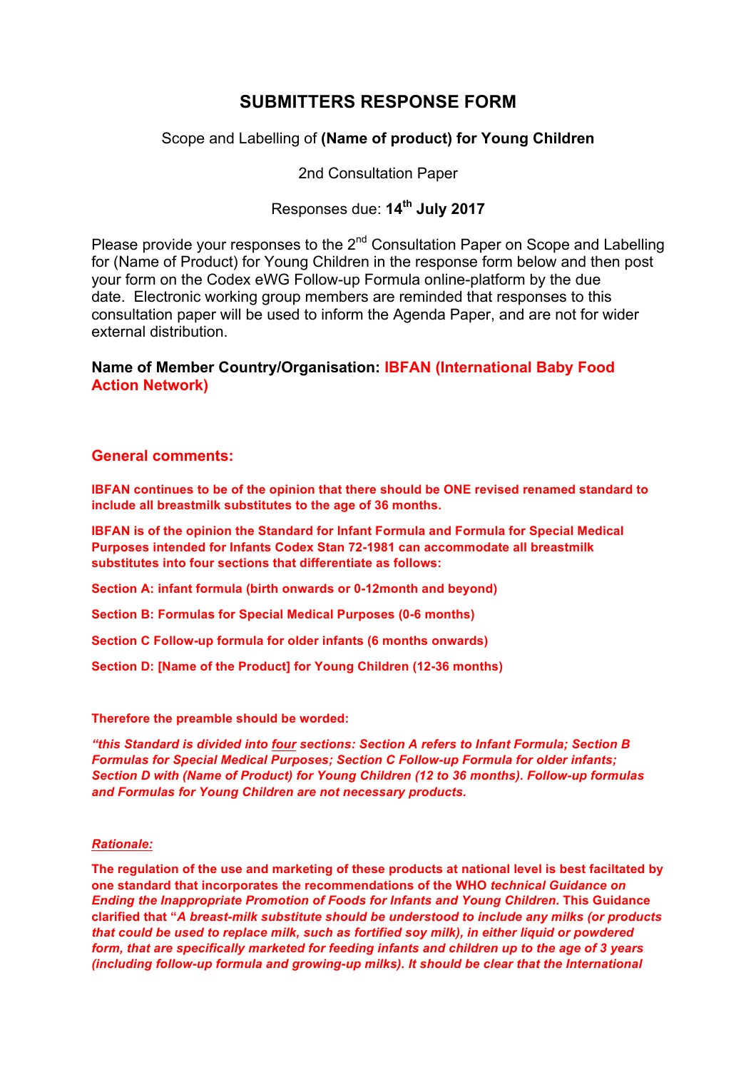# SUBMITTERS RESPONSE FORM

Scope and Labelling of **(Name of product) for Young Children**

2nd Consultation Paper

Responses due: **14th July 2017**

Please provide your responses to the 2nd Consultation Paper on Scope and Labelling for (Name of Product) for Young Children in the response form below and then post your form on the Codex eWG Follow-up Formula online-platform by the due date. Electronic working group members are reminded that responses to this consultation paper will be used to inform the Agenda Paper, and are not for wider external distribution.

**Name of Member Country/Organisation: IBFAN (International Baby Food Action Network)**

## General comments:

**IBFAN continues to be of the opinion that there should be ONE revised renamed standard to include all breastmilk substitutes to the age of 36 months.**

**IBFAN is of the opinion the Standard for Infant Formula and Formula for Special Medical Purposes intended for Infants Codex Stan 72-1981 can accommodate all breastmilk substitutes into four sections that differentiate as follows:**

**Section A: infant formula (birth onwards or 0-12month and beyond)**

**Section B: Formulas for Special Medical Purposes (0-6 months)**

**Section C Follow-up formula for older infants (6 months onwards)**

**Section D: [Name of the Product] for Young Children (12-36 months)**

**Therefore the preamble should be worded:**

***"this Standard is divided into <u>four</u> sections: Section A refers to Infant Formula; Section B Formulas for Special Medical Purposes; Section C Follow-up Formula for older infants; Section D with (Name of Product) for Young Children (12 to 36 months). Follow-up formulas and Formulas for Young Children are not necessary products.***

***<u>Rationale:</u>***

**The regulation of the use and marketing of these products at national level is best faciltated by one standard that incorporates the recommendations of the WHO *technical Guidance on Ending the Inappropriate Promotion of Foods for Infants and Young Children*. This Guidance clarified that "*A breast-milk substitute should be understood to include any milks (or products that could be used to replace milk, such as fortified soy milk), in either liquid or powdered form, that are specifically marketed for feeding infants and children up to the age of 3 years (including follow-up formula and growing-up milks). It should be clear that the International***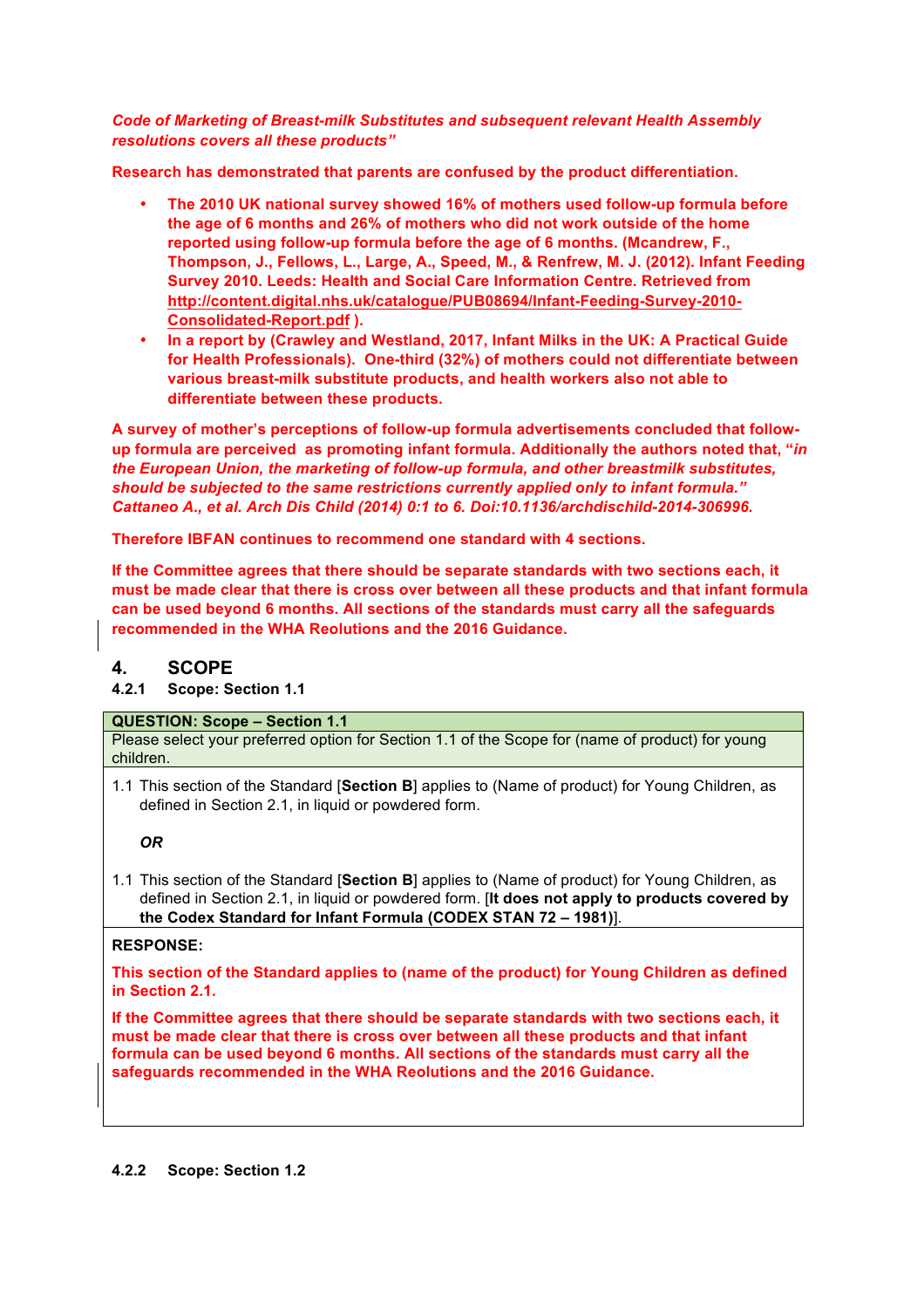***Code of Marketing of Breast-milk Substitutes and subsequent relevant Health Assembly resolutions covers all these products"***

**Research has demonstrated that parents are confused by the product differentiation.**

- **The 2010 UK national survey showed 16% of mothers used follow-up formula before the age of 6 months and 26% of mothers who did not work outside of the home reported using follow-up formula before the age of 6 months. (Mcandrew, F., Thompson, J., Fellows, L., Large, A., Speed, M., & Renfrew, M. J. (2012). Infant Feeding Survey 2010. Leeds: Health and Social Care Information Centre. Retrieved from http://content.digital.nhs.uk/catalogue/PUB08694/Infant-Feeding-Survey-2010-Consolidated-Report.pdf ).**
- **In a report by (Crawley and Westland, 2017, Infant Milks in the UK: A Practical Guide for Health Professionals). One-third (32%) of mothers could not differentiate between various breast-milk substitute products, and health workers also not able to differentiate between these products.**

**A survey of mother's perceptions of follow-up formula advertisements concluded that follow-up formula are perceived as promoting infant formula. Additionally the authors noted that, "*in the European Union, the marketing of follow-up formula, and other breastmilk substitutes, should be subjected to the same restrictions currently applied only to infant formula." Cattaneo A., et al. Arch Dis Child (2014) 0:1 to 6. Doi:10.1136/archdischild-2014-306996.***

**Therefore IBFAN continues to recommend one standard with 4 sections.**

**If the Committee agrees that there should be separate standards with two sections each, it must be made clear that there is cross over between all these products and that infant formula can be used beyond 6 months. All sections of the standards must carry all the safeguards recommended in the WHA Reolutions and the 2016 Guidance.**

## 4. SCOPE

### 4.2.1 Scope: Section 1.1

**QUESTION: Scope – Section 1.1**

Please select your preferred option for Section 1.1 of the Scope for (name of product) for young children.

1.1 This section of the Standard [**Section B**] applies to (Name of product) for Young Children, as defined in Section 2.1, in liquid or powdered form.

***OR***

1.1 This section of the Standard [**Section B**] applies to (Name of product) for Young Children, as defined in Section 2.1, in liquid or powdered form. [**It does not apply to products covered by the Codex Standard for Infant Formula (CODEX STAN 72 – 1981)**].

**RESPONSE:**

**This section of the Standard applies to (name of the product) for Young Children as defined in Section 2.1.**

**If the Committee agrees that there should be separate standards with two sections each, it must be made clear that there is cross over between all these products and that infant formula can be used beyond 6 months. All sections of the standards must carry all the safeguards recommended in the WHA Reolutions and the 2016 Guidance.**

### 4.2.2 Scope: Section 1.2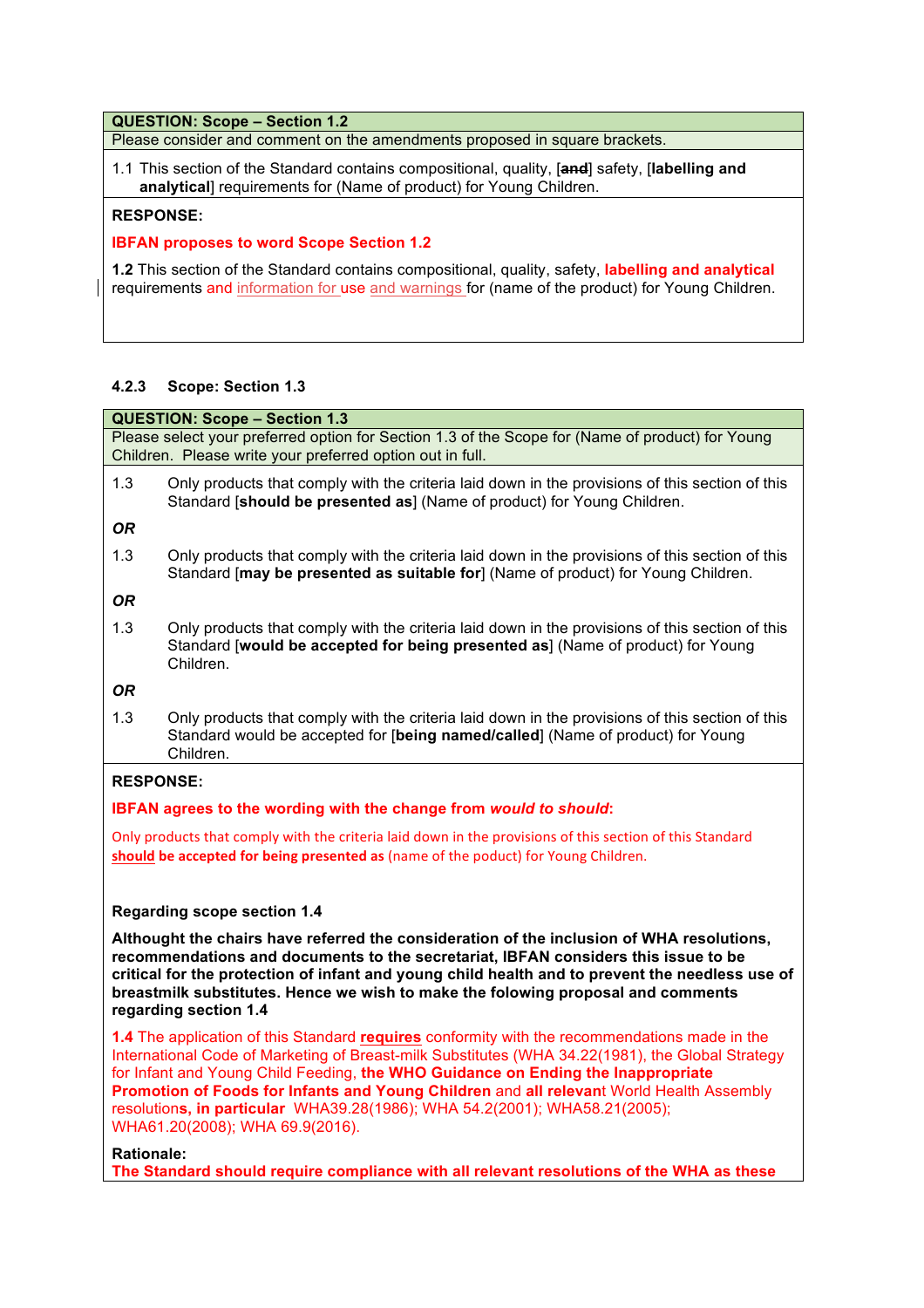**QUESTION: Scope – Section 1.2**

Please consider and comment on the amendments proposed in square brackets.

1.1 This section of the Standard contains compositional, quality, [~~and~~] safety, [**labelling and analytical**] requirements for (Name of product) for Young Children.

**RESPONSE:**

**IBFAN proposes to word Scope Section 1.2**

**1.2** This section of the Standard contains compositional, quality, safety, **labelling and analytical** requirements and information for use and warnings for (name of the product) for Young Children.

#### 4.2.3 Scope: Section 1.3

**QUESTION: Scope – Section 1.3**

Please select your preferred option for Section 1.3 of the Scope for (Name of product) for Young Children. Please write your preferred option out in full.

1.3 Only products that comply with the criteria laid down in the provisions of this section of this Standard [**should be presented as**] (Name of product) for Young Children.

***OR***

1.3 Only products that comply with the criteria laid down in the provisions of this section of this Standard [**may be presented as suitable for**] (Name of product) for Young Children.

***OR***

1.3 Only products that comply with the criteria laid down in the provisions of this section of this Standard [**would be accepted for being presented as**] (Name of product) for Young Children.

***OR***

1.3 Only products that comply with the criteria laid down in the provisions of this section of this Standard would be accepted for [**being named/called**] (Name of product) for Young Children.

**RESPONSE:**

**IBFAN agrees to the wording with the change from *would to should*:**

Only products that comply with the criteria laid down in the provisions of this section of this Standard **should be accepted for being presented as** (name of the poduct) for Young Children.

**Regarding scope section 1.4**

**Althought the chairs have referred the consideration of the inclusion of WHA resolutions, recommendations and documents to the secretariat, IBFAN considers this issue to be critical for the protection of infant and young child health and to prevent the needless use of breastmilk substitutes. Hence we wish to make the folowing proposal and comments regarding section 1.4**

**1.4** The application of this Standard **requires** conformity with the recommendations made in the International Code of Marketing of Breast-milk Substitutes (WHA 34.22(1981), the Global Strategy for Infant and Young Child Feeding, **the WHO Guidance on Ending the Inappropriate Promotion of Foods for Infants and Young Children** and **all relevan**t World Health Assembly resolution**s, in particular** WHA39.28(1986); WHA 54.2(2001); WHA58.21(2005); WHA61.20(2008); WHA 69.9(2016).

**Rationale:**

**The Standard should require compliance with all relevant resolutions of the WHA as these**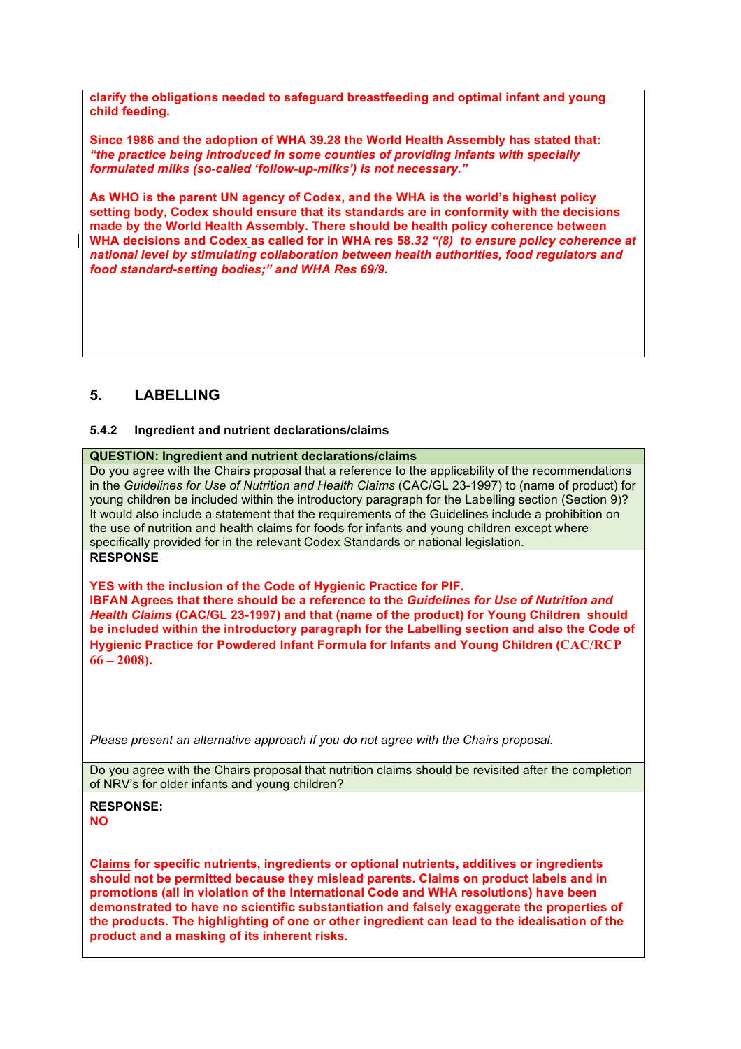**clarify the obligations needed to safeguard breastfeeding and optimal infant and young child feeding.**

**Since 1986 and the adoption of WHA 39.28 the World Health Assembly has stated that:** ***"the practice being introduced in some counties of providing infants with specially formulated milks (so-called 'follow-up-milks') is not necessary."***

**As WHO is the parent UN agency of Codex, and the WHA is the world's highest policy setting body, Codex should ensure that its standards are in conformity with the decisions made by the World Health Assembly. There should be health policy coherence between WHA decisions and Codex as called for in WHA res 58.*32 "(8) to ensure policy coherence at national level by stimulating collaboration between health authorities, food regulators and food standard-setting bodies;"* and WHA Res 69/9.**

## 5. LABELLING

### 5.4.2 Ingredient and nutrient declarations/claims

**QUESTION: Ingredient and nutrient declarations/claims**

Do you agree with the Chairs proposal that a reference to the applicability of the recommendations in the *Guidelines for Use of Nutrition and Health Claims* (CAC/GL 23-1997) to (name of product) for young children be included within the introductory paragraph for the Labelling section (Section 9)? It would also include a statement that the requirements of the Guidelines include a prohibition on the use of nutrition and health claims for foods for infants and young children except where specifically provided for in the relevant Codex Standards or national legislation.

**RESPONSE**

**YES with the inclusion of the Code of Hygienic Practice for PIF.**
**IBFAN Agrees that there should be a reference to the *Guidelines for Use of Nutrition and Health Claims* (CAC/GL 23-1997) and that (name of the product) for Young Children should be included within the introductory paragraph for the Labelling section and also the Code of Hygienic Practice for Powdered Infant Formula for Infants and Young Children (CAC/RCP 66 – 2008).**

*Please present an alternative approach if you do not agree with the Chairs proposal.*

Do you agree with the Chairs proposal that nutrition claims should be revisited after the completion of NRV's for older infants and young children?

**RESPONSE:**
**NO**

**Claims for specific nutrients, ingredients or optional nutrients, additives or ingredients should not be permitted because they mislead parents. Claims on product labels and in promotions (all in violation of the International Code and WHA resolutions) have been demonstrated to have no scientific substantiation and falsely exaggerate the properties of the products. The highlighting of one or other ingredient can lead to the idealisation of the product and a masking of its inherent risks.**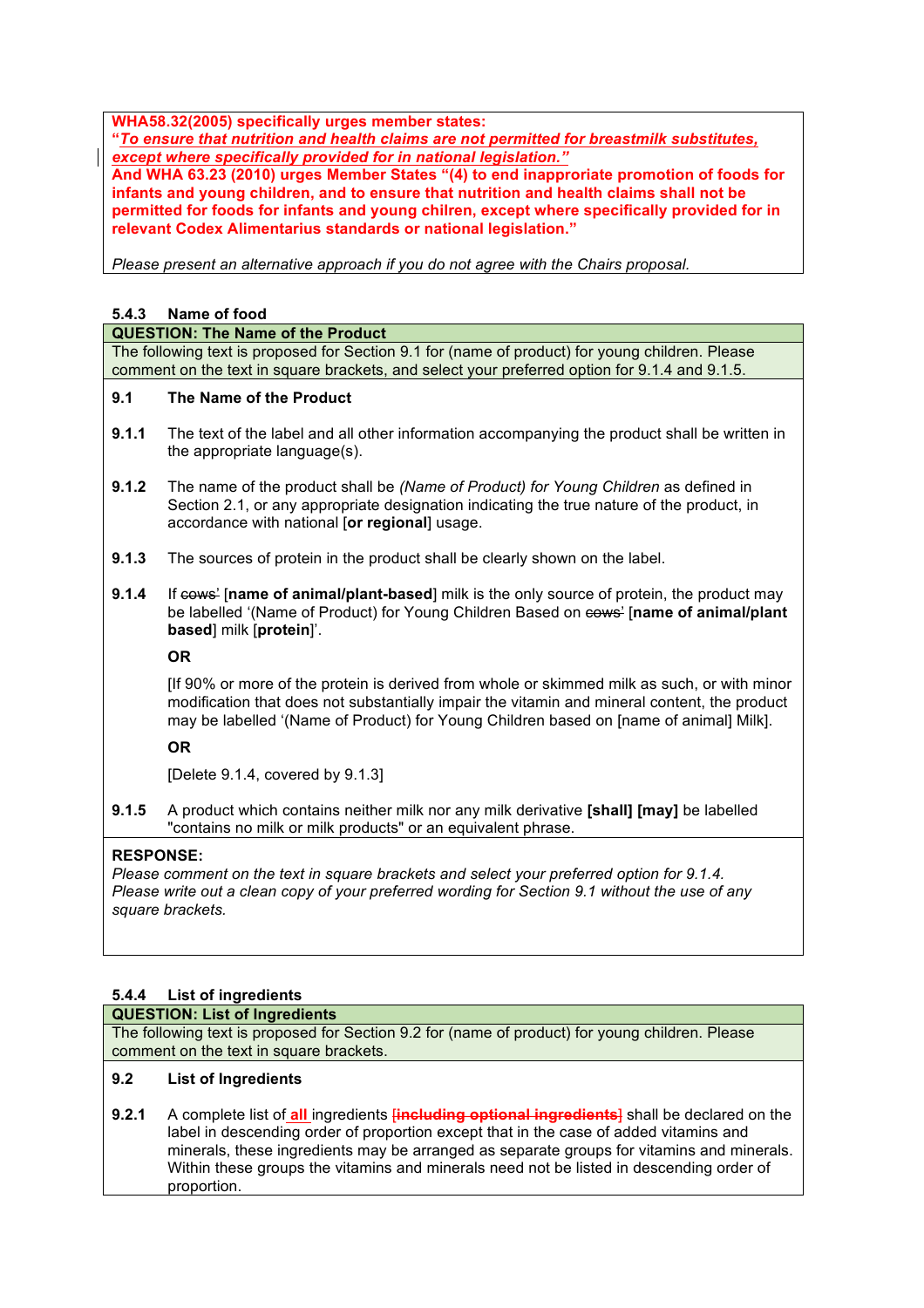**WHA58.32(2005) specifically urges member states:**
**"*To ensure that nutrition and health claims are not permitted for breastmilk substitutes, except where specifically provided for in national legislation.*"**
**And WHA 63.23 (2010) urges Member States "(4) to end inappropriate promotion of foods for infants and young children, and to ensure that nutrition and health claims shall not be permitted for foods for infants and young chilren, except where specifically provided for in relevant Codex Alimentarius standards or national legislation."**

*Please present an alternative approach if you do not agree with the Chairs proposal.*

### 5.4.3 Name of food

**QUESTION: The Name of the Product**

The following text is proposed for Section 9.1 for (name of product) for young children. Please comment on the text in square brackets, and select your preferred option for 9.1.4 and 9.1.5.

**9.1 The Name of the Product**

**9.1.1** The text of the label and all other information accompanying the product shall be written in the appropriate language(s).

**9.1.2** The name of the product shall be *(Name of Product) for Young Children* as defined in Section 2.1, or any appropriate designation indicating the true nature of the product, in accordance with national [**or regional**] usage.

**9.1.3** The sources of protein in the product shall be clearly shown on the label.

**9.1.4** If ~~cows'~~ [**name of animal/plant-based**] milk is the only source of protein, the product may be labelled '(Name of Product) for Young Children Based on ~~cows'~~ [**name of animal/plant based**] milk [**protein**]'.

**OR**

[If 90% or more of the protein is derived from whole or skimmed milk as such, or with minor modification that does not substantially impair the vitamin and mineral content, the product may be labelled '(Name of Product) for Young Children based on [name of animal] Milk].

**OR**

[Delete 9.1.4, covered by 9.1.3]

**9.1.5** A product which contains neither milk nor any milk derivative **[shall] [may]** be labelled "contains no milk or milk products" or an equivalent phrase.

**RESPONSE:**
*Please comment on the text in square brackets and select your preferred option for 9.1.4.*
*Please write out a clean copy of your preferred wording for Section 9.1 without the use of any square brackets.*

### 5.4.4 List of ingredients

**QUESTION: List of Ingredients**

The following text is proposed for Section 9.2 for (name of product) for young children. Please comment on the text in square brackets.

**9.2 List of Ingredients**

**9.2.1** A complete list of **all** ingredients ~~[including optional ingredients]~~ shall be declared on the label in descending order of proportion except that in the case of added vitamins and minerals, these ingredients may be arranged as separate groups for vitamins and minerals. Within these groups the vitamins and minerals need not be listed in descending order of proportion.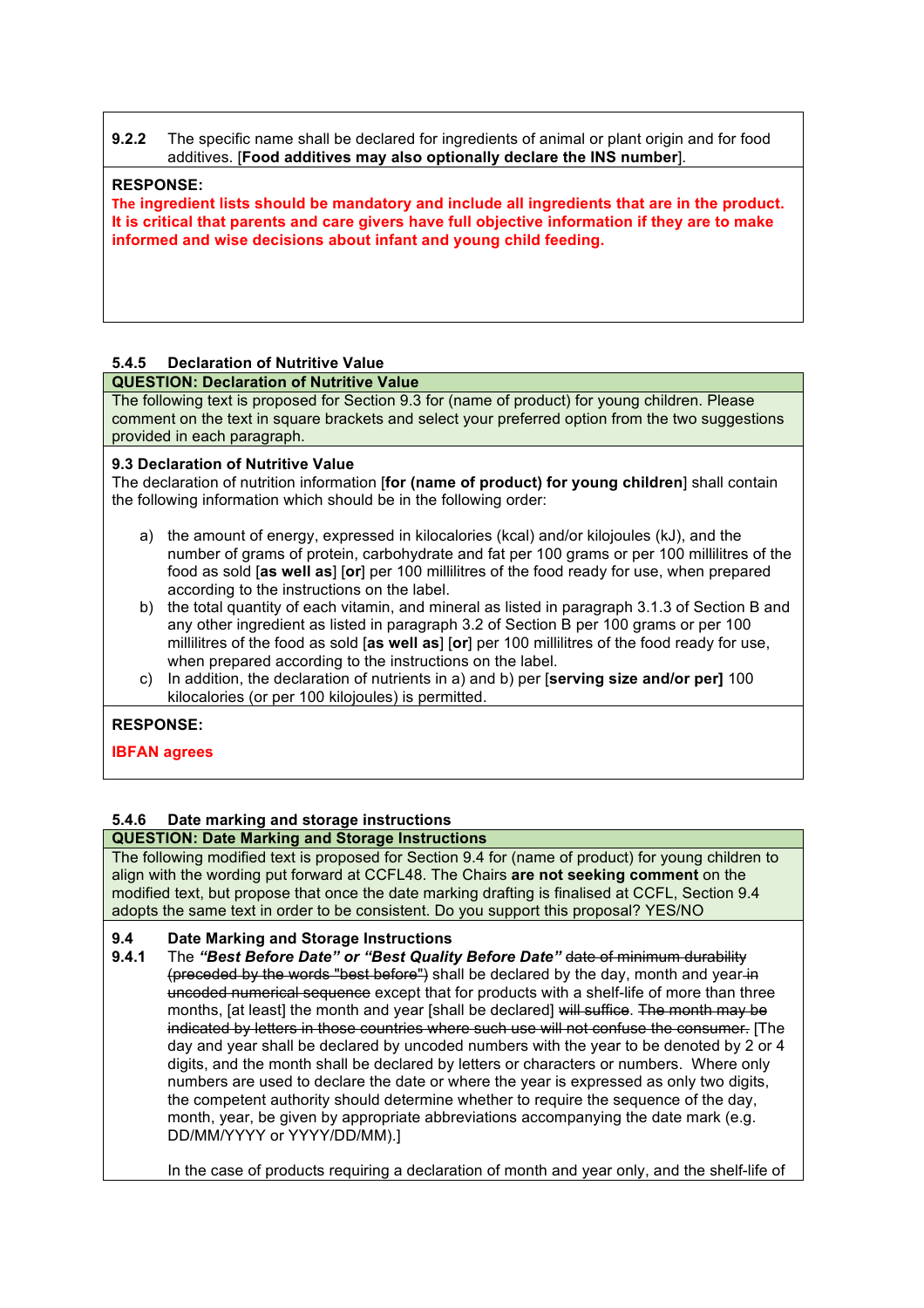**9.2.2** The specific name shall be declared for ingredients of animal or plant origin and for food additives. [**Food additives may also optionally declare the INS number**].

**RESPONSE:**

**The ingredient lists should be mandatory and include all ingredients that are in the product. It is critical that parents and care givers have full objective information if they are to make informed and wise decisions about infant and young child feeding.**

### 5.4.5 Declaration of Nutritive Value

**QUESTION: Declaration of Nutritive Value**

The following text is proposed for Section 9.3 for (name of product) for young children. Please comment on the text in square brackets and select your preferred option from the two suggestions provided in each paragraph.

**9.3 Declaration of Nutritive Value**

The declaration of nutrition information [**for (name of product) for young children**] shall contain the following information which should be in the following order:

a) the amount of energy, expressed in kilocalories (kcal) and/or kilojoules (kJ), and the number of grams of protein, carbohydrate and fat per 100 grams or per 100 millilitres of the food as sold [**as well as**] [**or**] per 100 millilitres of the food ready for use, when prepared according to the instructions on the label.

b) the total quantity of each vitamin, and mineral as listed in paragraph 3.1.3 of Section B and any other ingredient as listed in paragraph 3.2 of Section B per 100 grams or per 100 millilitres of the food as sold [**as well as**] [**or**] per 100 millilitres of the food ready for use, when prepared according to the instructions on the label.

c) In addition, the declaration of nutrients in a) and b) per [**serving size and/or per]** 100 kilocalories (or per 100 kilojoules) is permitted.

**RESPONSE:**

**IBFAN agrees**

### 5.4.6 Date marking and storage instructions

**QUESTION: Date Marking and Storage Instructions**

The following modified text is proposed for Section 9.4 for (name of product) for young children to align with the wording put forward at CCFL48. The Chairs **are not seeking comment** on the modified text, but propose that once the date marking drafting is finalised at CCFL, Section 9.4 adopts the same text in order to be consistent. Do you support this proposal? YES/NO

**9.4 Date Marking and Storage Instructions**

**9.4.1** The ***"Best Before Date" or "Best Quality Before Date"*** ~~date of minimum durability (preceded by the words "best before")~~ shall be declared by the day, month and year ~~in uncoded numerical sequence~~ except that for products with a shelf-life of more than three months, [at least] the month and year [shall be declared] ~~will suffice~~. ~~The month may be indicated by letters in those countries where such use will not confuse the consumer.~~ [The day and year shall be declared by uncoded numbers with the year to be denoted by 2 or 4 digits, and the month shall be declared by letters or characters or numbers. Where only numbers are used to declare the date or where the year is expressed as only two digits, the competent authority should determine whether to require the sequence of the day, month, year, be given by appropriate abbreviations accompanying the date mark (e.g. DD/MM/YYYY or YYYY/DD/MM).]

In the case of products requiring a declaration of month and year only, and the shelf-life of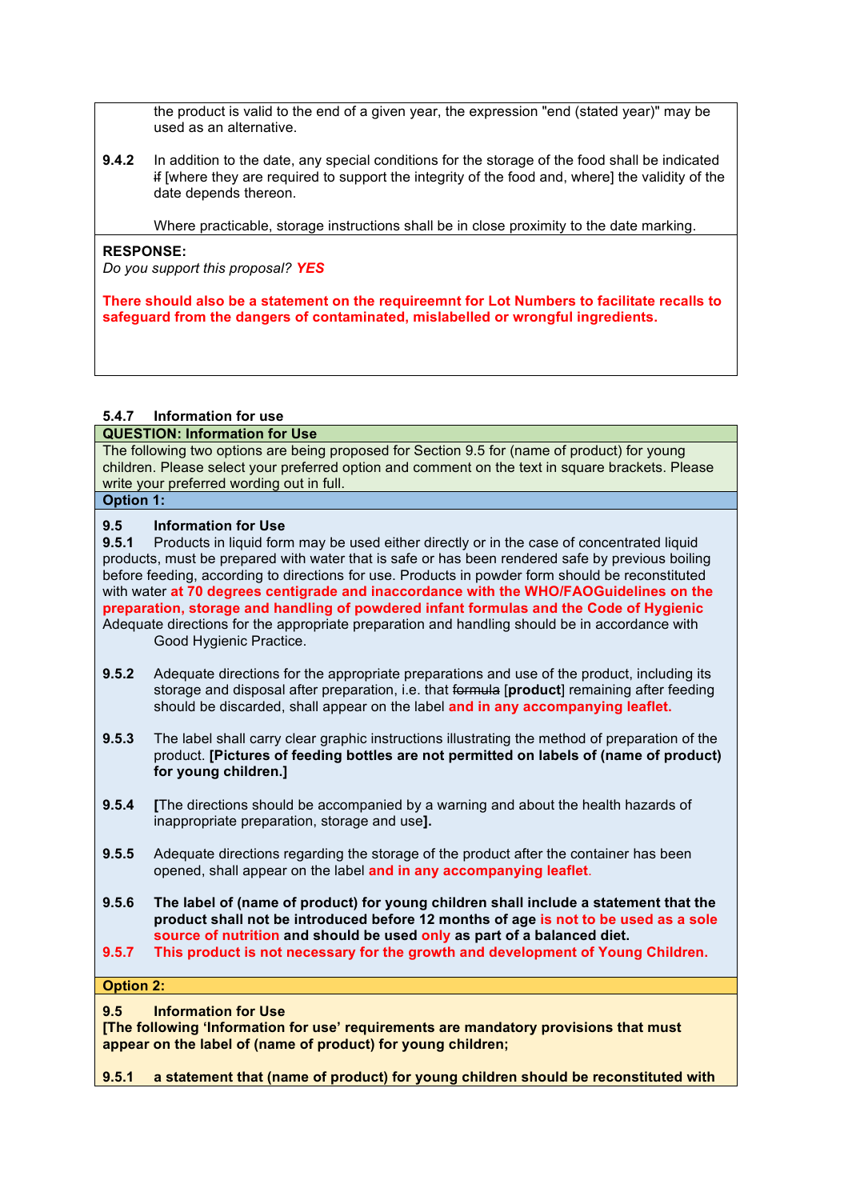the product is valid to the end of a given year, the expression "end (stated year)" may be used as an alternative.

**9.4.2** In addition to the date, any special conditions for the storage of the food shall be indicated ~~if~~ [where they are required to support the integrity of the food and, where] the validity of the date depends thereon.

Where practicable, storage instructions shall be in close proximity to the date marking.

**RESPONSE:**
*Do you support this proposal?* ***YES***

**There should also be a statement on the requireemnt for Lot Numbers to facilitate recalls to safeguard from the dangers of contaminated, mislabelled or wrongful ingredients.**

#### 5.4.7 Information for use

**QUESTION: Information for Use**

The following two options are being proposed for Section 9.5 for (name of product) for young children. Please select your preferred option and comment on the text in square brackets. Please write your preferred wording out in full.

**Option 1:**

**9.5 Information for Use**

**9.5.1** Products in liquid form may be used either directly or in the case of concentrated liquid products, must be prepared with water that is safe or has been rendered safe by previous boiling before feeding, according to directions for use. Products in powder form should be reconstituted with water **at 70 degrees centigrade and inaccordance with the WHO/FAOGuidelines on the preparation, storage and handling of powdered infant formulas and the Code of Hygienic** Adequate directions for the appropriate preparation and handling should be in accordance with Good Hygienic Practice.

**9.5.2** Adequate directions for the appropriate preparations and use of the product, including its storage and disposal after preparation, i.e. that ~~formula~~ [**product**] remaining after feeding should be discarded, shall appear on the label **and in any accompanying leaflet.**

**9.5.3** The label shall carry clear graphic instructions illustrating the method of preparation of the product. **[Pictures of feeding bottles are not permitted on labels of (name of product) for young children.]**

**9.5.4** **[**The directions should be accompanied by a warning and about the health hazards of inappropriate preparation, storage and use**].**

**9.5.5** Adequate directions regarding the storage of the product after the container has been opened, shall appear on the label **and in any accompanying leaflet**.

**9.5.6** **The label of (name of product) for young children shall include a statement that the product shall not be introduced before 12 months of age is not to be used as a sole source of nutrition and should be used only as part of a balanced diet.**

**9.5.7** **This product is not necessary for the growth and development of Young Children.**

**Option 2:**

**9.5 Information for Use**

**[The following 'Information for use' requirements are mandatory provisions that must appear on the label of (name of product) for young children;**

**9.5.1** **a statement that (name of product) for young children should be reconstituted with**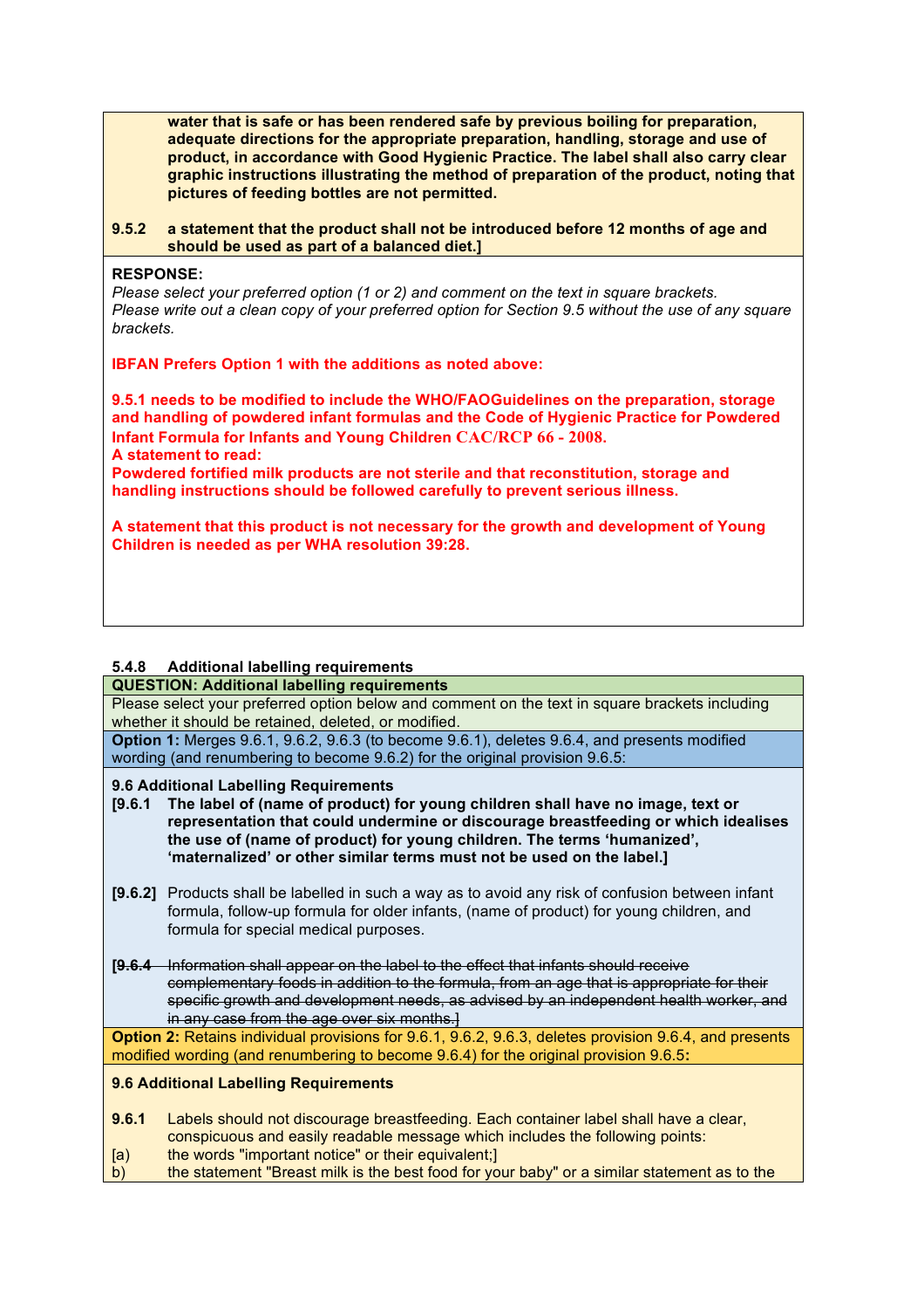**water that is safe or has been rendered safe by previous boiling for preparation, adequate directions for the appropriate preparation, handling, storage and use of product, in accordance with Good Hygienic Practice. The label shall also carry clear graphic instructions illustrating the method of preparation of the product, noting that pictures of feeding bottles are not permitted.**

**9.5.2 a statement that the product shall not be introduced before 12 months of age and should be used as part of a balanced diet.]**

**RESPONSE:**

*Please select your preferred option (1 or 2) and comment on the text in square brackets.*
*Please write out a clean copy of your preferred option for Section 9.5 without the use of any square brackets.*

**IBFAN Prefers Option 1 with the additions as noted above:**

**9.5.1 needs to be modified to include the WHO/FAOGuidelines on the preparation, storage and handling of powdered infant formulas and the Code of Hygienic Practice for Powdered Infant Formula for Infants and Young Children CAC/RCP 66 - 2008.**
**A statement to read:**
**Powdered fortified milk products are not sterile and that reconstitution, storage and handling instructions should be followed carefully to prevent serious illness.**

**A statement that this product is not necessary for the growth and development of Young Children is needed as per WHA resolution 39:28.**

### 5.4.8 Additional labelling requirements

**QUESTION: Additional labelling requirements**

Please select your preferred option below and comment on the text in square brackets including whether it should be retained, deleted, or modified.

**Option 1:** Merges 9.6.1, 9.6.2, 9.6.3 (to become 9.6.1), deletes 9.6.4, and presents modified wording (and renumbering to become 9.6.2) for the original provision 9.6.5:

**9.6 Additional Labelling Requirements**

**[9.6.1 The label of (name of product) for young children shall have no image, text or representation that could undermine or discourage breastfeeding or which idealises the use of (name of product) for young children. The terms 'humanized', 'maternalized' or other similar terms must not be used on the label.]**

**[9.6.2]** Products shall be labelled in such a way as to avoid any risk of confusion between infant formula, follow-up formula for older infants, (name of product) for young children, and formula for special medical purposes.

**[~~9.6.4~~** ~~Information shall appear on the label to the effect that infants should receive complementary foods in addition to the formula, from an age that is appropriate for their specific growth and development needs, as advised by an independent health worker, and in any case from the age over six months.]~~

**Option 2:** Retains individual provisions for 9.6.1, 9.6.2, 9.6.3, deletes provision 9.6.4, and presents modified wording (and renumbering to become 9.6.4) for the original provision 9.6.5**:**

**9.6 Additional Labelling Requirements**

**9.6.1** Labels should not discourage breastfeeding. Each container label shall have a clear, conspicuous and easily readable message which includes the following points:

[a) the words "important notice" or their equivalent;]

b) the statement "Breast milk is the best food for your baby" or a similar statement as to the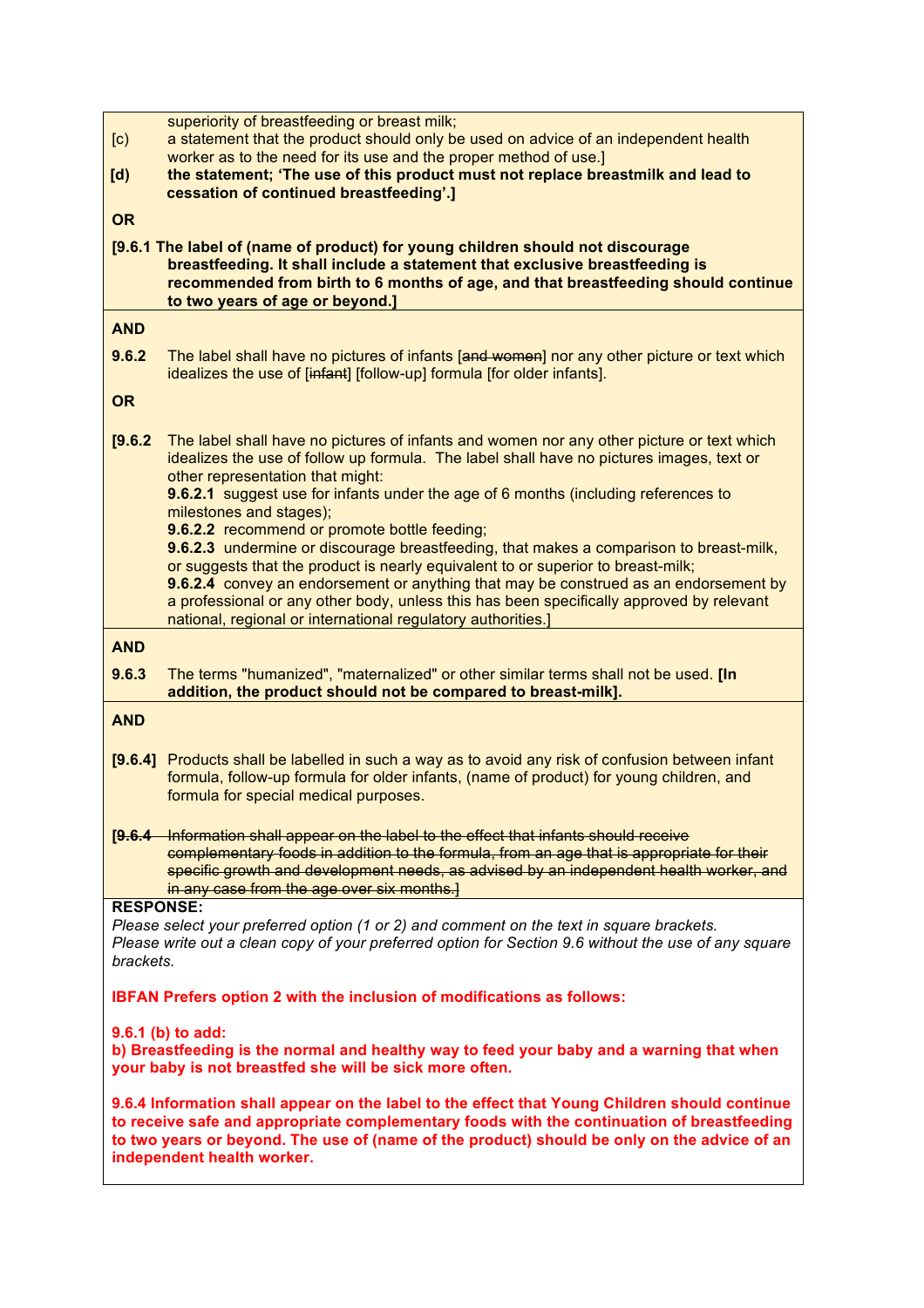superiority of breastfeeding or breast milk;

[c) a statement that the product should only be used on advice of an independent health worker as to the need for its use and the proper method of use.]

**[d) the statement; 'The use of this product must not replace breastmilk and lead to cessation of continued breastfeeding'.]**

**OR**

**[9.6.1 The label of (name of product) for young children should not discourage breastfeeding. It shall include a statement that exclusive breastfeeding is recommended from birth to 6 months of age, and that breastfeeding should continue to two years of age or beyond.]**

**AND**

**9.6.2** The label shall have no pictures of infants [~~and women~~] nor any other picture or text which idealizes the use of [~~infant~~] [follow-up] formula [for older infants].

**OR**

**[9.6.2** The label shall have no pictures of infants and women nor any other picture or text which idealizes the use of follow up formula. The label shall have no pictures images, text or other representation that might:
**9.6.2.1** suggest use for infants under the age of 6 months (including references to milestones and stages);
**9.6.2.2** recommend or promote bottle feeding;
**9.6.2.3** undermine or discourage breastfeeding, that makes a comparison to breast-milk, or suggests that the product is nearly equivalent to or superior to breast-milk;
**9.6.2.4** convey an endorsement or anything that may be construed as an endorsement by a professional or any other body, unless this has been specifically approved by relevant national, regional or international regulatory authorities.]

**AND**

**9.6.3** The terms "humanized", "maternalized" or other similar terms shall not be used. **[In addition, the product should not be compared to breast-milk].**

**AND**

**[9.6.4]** Products shall be labelled in such a way as to avoid any risk of confusion between infant formula, follow-up formula for older infants, (name of product) for young children, and formula for special medical purposes.

~~[9.6.4 Information shall appear on the label to the effect that infants should receive complementary foods in addition to the formula, from an age that is appropriate for their specific growth and development needs, as advised by an independent health worker, and in any case from the age over six months.]~~

**RESPONSE:**

*Please select your preferred option (1 or 2) and comment on the text in square brackets.*
*Please write out a clean copy of your preferred option for Section 9.6 without the use of any square brackets.*

**IBFAN Prefers option 2 with the inclusion of modifications as follows:**

**9.6.1 (b) to add:**
**b) Breastfeeding is the normal and healthy way to feed your baby and a warning that when your baby is not breastfed she will be sick more often.**

**9.6.4 Information shall appear on the label to the effect that Young Children should continue to receive safe and appropriate complementary foods with the continuation of breastfeeding to two years or beyond. The use of (name of the product) should be only on the advice of an independent health worker.**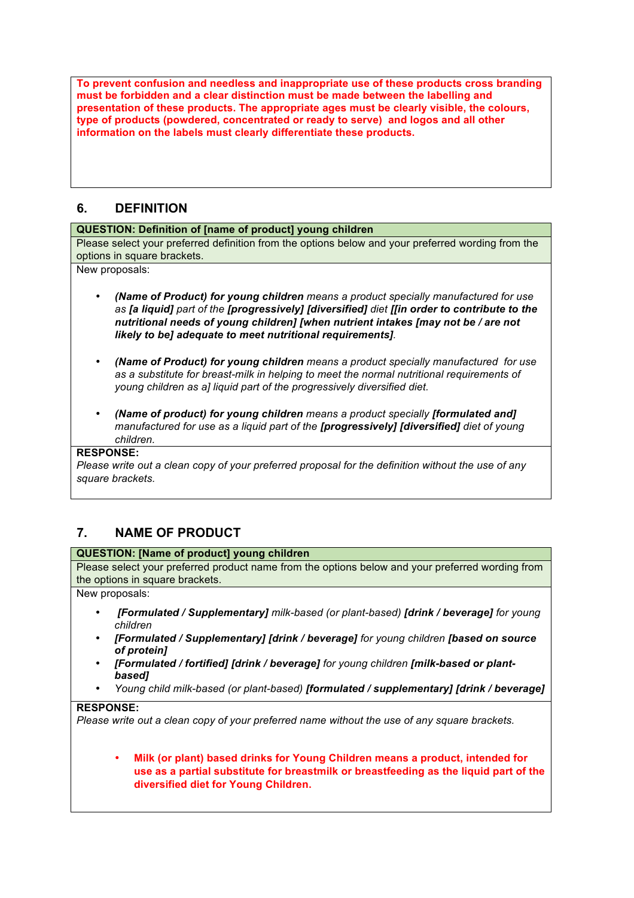**To prevent confusion and needless and inappropriate use of these products cross branding must be forbidden and a clear distinction must be made between the labelling and presentation of these products. The appropriate ages must be clearly visible, the colours, type of products (powdered, concentrated or ready to serve) and logos and all other information on the labels must clearly differentiate these products.**

## 6. DEFINITION

**QUESTION: Definition of [name of product] young children**

Please select your preferred definition from the options below and your preferred wording from the options in square brackets.

New proposals:

- ***(Name of Product) for young children*** *means a product specially manufactured for use as* ***[a liquid]*** *part of the* ***[progressively] [diversified]*** *diet* ***[[in order to contribute to the nutritional needs of young children] [when nutrient intakes [may not be / are not likely to be] adequate to meet nutritional requirements]****.*

- ***(Name of Product) for young children*** *means a product specially manufactured for use as a substitute for breast-milk in helping to meet the normal nutritional requirements of young children as a] liquid part of the progressively diversified diet.*

- ***(Name of product) for young children*** *means a product specially* ***[formulated and]*** *manufactured for use as a liquid part of the* ***[progressively] [diversified]*** *diet of young children.*

**RESPONSE:**

*Please write out a clean copy of your preferred proposal for the definition without the use of any square brackets.*

## 7. NAME OF PRODUCT

**QUESTION: [Name of product] young children**

Please select your preferred product name from the options below and your preferred wording from the options in square brackets.

New proposals:

- ***[Formulated / Supplementary]*** *milk-based (or plant-based)* ***[drink / beverage]*** *for young children*
- ***[Formulated / Supplementary] [drink / beverage]*** *for young children* ***[based on source of protein]***
- ***[Formulated / fortified] [drink / beverage]*** *for young children* ***[milk-based or plant-based]***
- *Young child milk-based (or plant-based)* ***[formulated / supplementary] [drink / beverage]***

**RESPONSE:**

*Please write out a clean copy of your preferred name without the use of any square brackets.*

- **Milk (or plant) based drinks for Young Children means a product, intended for use as a partial substitute for breastmilk or breastfeeding as the liquid part of the diversified diet for Young Children.**